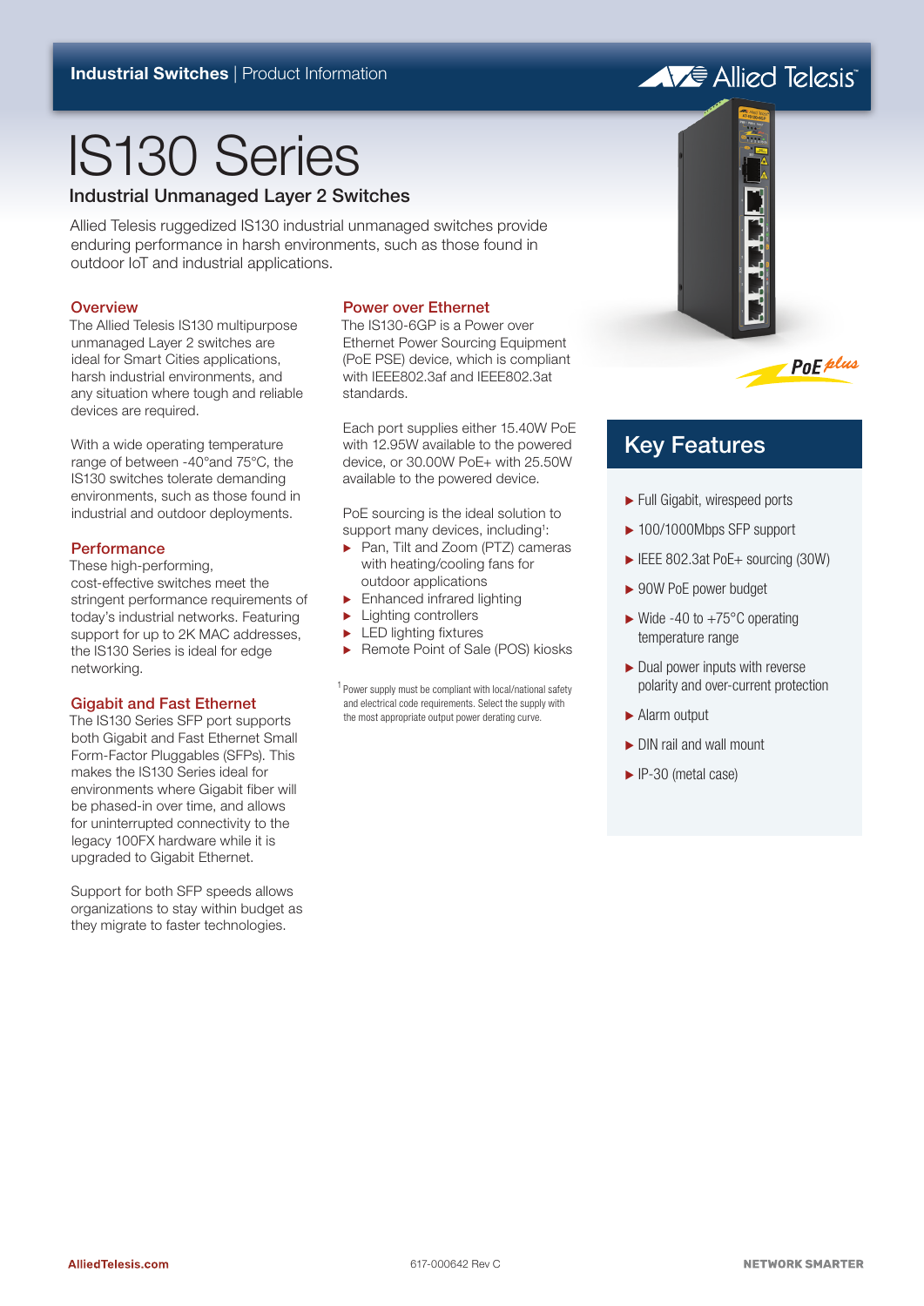Industrial Switches | Product Information

# IS130 Series

## Industrial Unmanaged Layer 2 Switches

Allied Telesis ruggedized IS130 industrial unmanaged switches provide enduring performance in harsh environments, such as those found in outdoor IoT and industrial applications.

### Overview

The Allied Telesis IS130 multipurpose unmanaged Layer 2 switches are ideal for Smart Cities applications, harsh industrial environments, and any situation where tough and reliable devices are required.

With a wide operating temperature range of between -40°and 75°C, the IS130 switches tolerate demanding environments, such as those found in industrial and outdoor deployments.

### Performance

These high-performing, cost-effective switches meet the stringent performance requirements of today's industrial networks. Featuring support for up to 2K MAC addresses, the IS130 Series is ideal for edge networking.

### Gigabit and Fast Ethernet

The IS130 Series SFP port supports both Gigabit and Fast Ethernet Small Form-Factor Pluggables (SFPs). This makes the IS130 Series ideal for environments where Gigabit fiber will be phased-in over time, and allows for uninterrupted connectivity to the legacy 100FX hardware while it is upgraded to Gigabit Ethernet.

Support for both SFP speeds allows organizations to stay within budget as they migrate to faster technologies.

### Power over Ethernet

The IS130-6GP is a Power over Ethernet Power Sourcing Equipment (PoE PSE) device, which is compliant with IEEE802.3af and IEEE802.3at standards.

Each port supplies either 15.40W PoE with 12.95W available to the powered device, or 30.00W PoE+ with 25.50W available to the powered device.

PoE sourcing is the ideal solution to support many devices, including[1]:

- Pan, Tilt and Zoom (PTZ) cameras with heating/cooling fans for outdoor applications
- Enhanced infrared lighting
- Lighting controllers
- LED lighting fixtures
- Remote Point of Sale (POS) kiosks

[1] Power supply must be compliant with local/national safety and electrical code requirements. Select the supply with the most appropriate output power derating curve.

## Key Features

- Full Gigabit, wirespeed ports
- 100/1000Mbps SFP support
- IEEE 802.3at PoE+ sourcing (30W)
- 90W PoE power budget
- Wide -40 to +75°C operating temperature range
- Dual power inputs with reverse polarity and over-current protection
- Alarm output
- DIN rail and wall mount
- IP-30 (metal case)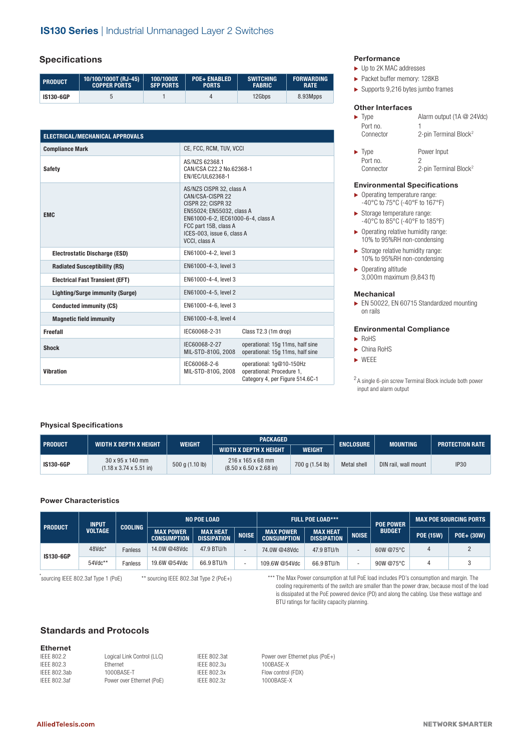## IS130 Series | Industrial Unmanaged Layer 2 Switches

## Specifications

| PRODUCT | 10/100/1000T (RJ-45) COPPER PORTS | 100/1000X SFP PORTS | POE+ ENABLED PORTS | SWITCHING FABRIC | FORWARDING RATE |
|---|---|---|---|---|---|
| IS130-6GP | 5 | 1 | 4 | 12Gbps | 8.93Mpps |

| ELECTRICAL/MECHANICAL APPROVALS | | |
|---|---|---|
| Compliance Mark | CE, FCC, RCM, TUV, VCCI | |
| Safety | AS/NZS 62368.1<br>CAN/CSA C22.2 No.62368-1<br>EN/IEC/UL62368-1 | |
| EMC | AS/NZS CISPR 32, class A<br>CAN/CSA-CISPR 22<br>CISPR 22; CISPR 32<br>EN55024; EN55032, class A<br>EN61000-6-2, IEC61000-6-4, class A<br>FCC part 15B, class A<br>ICES-003, issue 6, class A<br>VCCI, class A | |
| Electrostatic Discharge (ESD) | EN61000-4-2, level 3 | |
| Radiated Susceptibility (RS) | EN61000-4-3, level 3 | |
| Electrical Fast Transient (EFT) | EN61000-4-4, level 3 | |
| Lighting/Surge immunity (Surge) | EN61000-4-5, level 2 | |
| Conducted immunity (CS) | EN61000-4-6, level 3 | |
| Magnetic field immunity | EN61000-4-8, level 4 | |
| Freefall | IEC60068-2-31 | Class T2.3 (1m drop) |
| Shock | IEC60068-2-27<br>MIL-STD-810G, 2008 | operational: 15g 11ms, half sine<br>operational: 15g 11ms, half sine |
| Vibration | IEC60068-2-6<br>MIL-STD-810G, 2008 | operational: 1g@10-150Hz<br>operational: Procedure 1, Category 4, per Figure 514.6C-1 |

### Performance

- Up to 2K MAC addresses
- Packet buffer memory: 128KB
- Supports 9,216 bytes jumbo frames

### Other Interfaces

- Type: Alarm output (1A @ 24Vdc)
  Port no.: 1
  Connector: 2-pin Terminal Block[2]
- Type: Power Input
  Port no.: 2
  Connector: 2-pin Terminal Block[2]

### Environmental Specifications

- Operating temperature range:
  -40°C to 75°C (-40°F to 167°F)
- Storage temperature range:
  -40°C to 85°C (-40°F to 185°F)
- Operating relative humidity range:
  10% to 95%RH non-condensing
- Storage relative humidity range:
  10% to 95%RH non-condensing
- Operating altitude
  3,000m maximum (9,843 ft)

### Mechanical

- EN 50022, EN 60715 Standardized mounting on rails

### Environmental Compliance

- RoHS
- China RoHS
- WEEE

[2] A single 6-pin screw Terminal Block include both power input and alarm output

### Physical Specifications

| PRODUCT | WIDTH X DEPTH X HEIGHT | WEIGHT | PACKAGED | | ENCLOSURE | MOUNTING | PROTECTION RATE |
|---|---|---|---|---|---|---|---|
| | | | WIDTH X DEPTH X HEIGHT | WEIGHT | | | |
| IS130-6GP | 30 x 95 x 140 mm (1.18 x 3.74 x 5.51 in) | 500 g (1.10 lb) | 216 x 165 x 68 mm (8.50 x 6.50 x 2.68 in) | 700 g (1.54 lb) | Metal shell | DIN rail, wall mount | IP30 |

### Power Characteristics

| PRODUCT | INPUT VOLTAGE | COOLING | NO POE LOAD | | | FULL POE LOAD*** | | | POE POWER BUDGET | MAX POE SOURCING PORTS | |
|---|---|---|---|---|---|---|---|---|---|---|---|
| | | | MAX POWER CONSUMPTION | MAX HEAT DISSIPATION | NOISE | MAX POWER CONSUMPTION | MAX HEAT DISSIPATION | NOISE | | POE (15W) | POE+ (30W) |
| IS130-6GP | 48Vdc* | Fanless | 14.0W @48Vdc | 47.9 BTU/h | - | 74.0W @48Vdc | 47.9 BTU/h | - | 60W @75°C | 4 | 2 |
| | 54Vdc** | Fanless | 19.6W @54Vdc | 66.9 BTU/h | - | 109.6W @54Vdc | 66.9 BTU/h | - | 90W @75°C | 4 | 3 |

* sourcing IEEE 802.3af Type 1 (PoE)

** sourcing IEEE 802.3at Type 2 (PoE+)

*** The Max Power consumption at full PoE load includes PD's consumption and margin. The cooling requirements of the switch are smaller than the power draw, because most of the load is dissipated at the PoE powered device (PD) and along the cabling. Use these wattage and BTU ratings for facility capacity planning.

## Standards and Protocols

### Ethernet

| | |
|---|---|
| IEEE 802.2 | Logical Link Control (LLC) |
| IEEE 802.3 | Ethernet |
| IEEE 802.3ab | 1000BASE-T |
| IEEE 802.3af | Power over Ethernet (PoE) |
| IEEE 802.3at | Power over Ethernet plus (PoE+) |
| IEEE 802.3u | 100BASE-X |
| IEEE 802.3x | Flow control (FDX) |
| IEEE 802.3z | 1000BASE-X |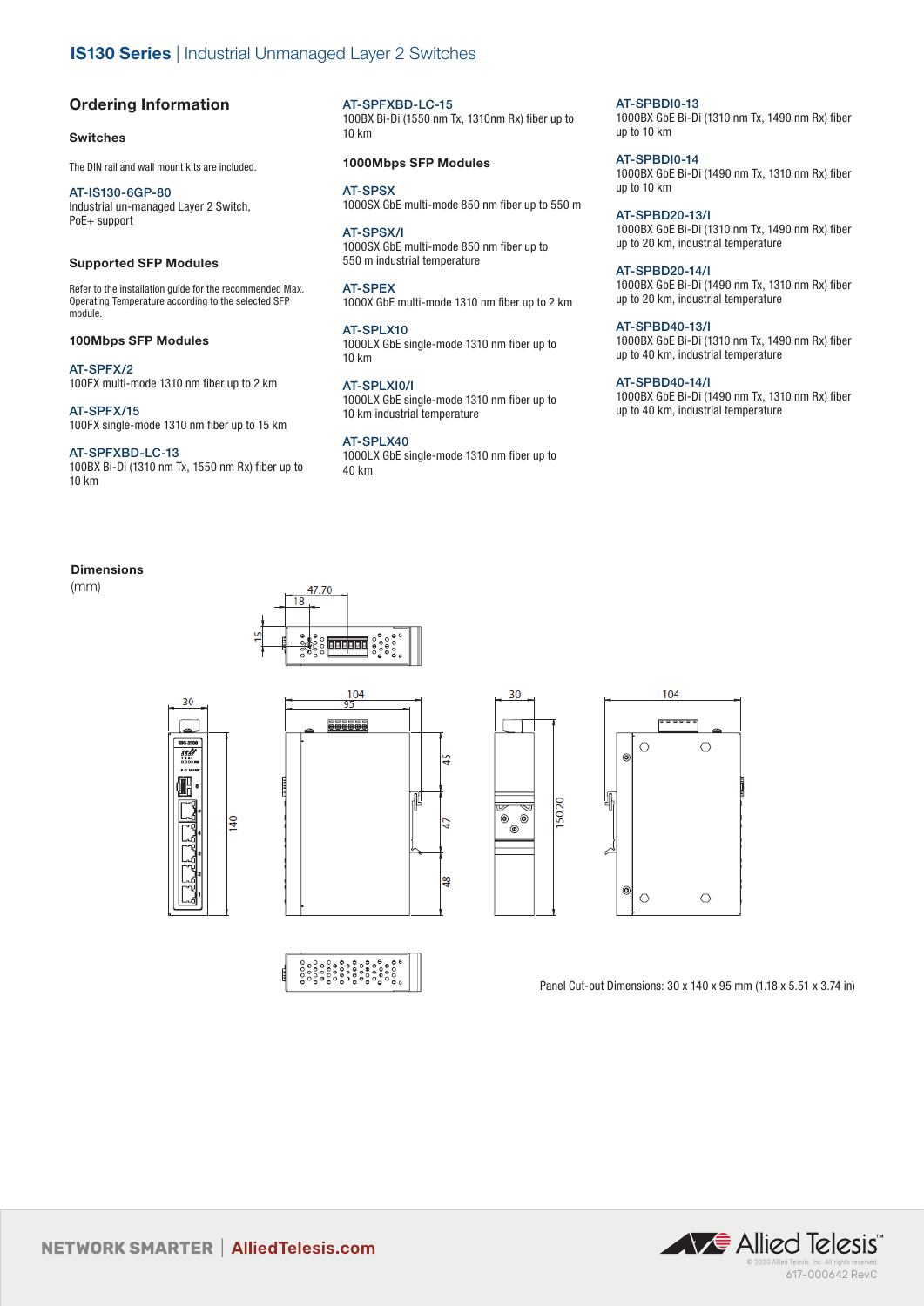## Ordering Information

### Switches

The DIN rail and wall mount kits are included.

**AT-IS130-6GP-80**
Industrial un-managed Layer 2 Switch, PoE+ support

### Supported SFP Modules

Refer to the installation guide for the recommended Max. Operating Temperature according to the selected SFP module.

### 100Mbps SFP Modules

**AT-SPFX/2**
100FX multi-mode 1310 nm fiber up to 2 km

**AT-SPFX/15**
100FX single-mode 1310 nm fiber up to 15 km

**AT-SPFXBD-LC-13**
100BX Bi-Di (1310 nm Tx, 1550 nm Rx) fiber up to 10 km

**AT-SPFXBD-LC-15**
100BX Bi-Di (1550 nm Tx, 1310nm Rx) fiber up to 10 km

### 1000Mbps SFP Modules

**AT-SPSX**
1000SX GbE multi-mode 850 nm fiber up to 550 m

**AT-SPSX/I**
1000SX GbE multi-mode 850 nm fiber up to 550 m industrial temperature

**AT-SPEX**
1000X GbE multi-mode 1310 nm fiber up to 2 km

**AT-SPLX10**
1000LX GbE single-mode 1310 nm fiber up to 10 km

**AT-SPLX10/I**
1000LX GbE single-mode 1310 nm fiber up to 10 km industrial temperature

**AT-SPLX40**
1000LX GbE single-mode 1310 nm fiber up to 40 km

**AT-SPBD10-13**
1000BX GbE Bi-Di (1310 nm Tx, 1490 nm Rx) fiber up to 10 km

**AT-SPBD10-14**
1000BX GbE Bi-Di (1490 nm Tx, 1310 nm Rx) fiber up to 10 km

**AT-SPBD20-13/I**
1000BX GbE Bi-Di (1310 nm Tx, 1490 nm Rx) fiber up to 20 km, industrial temperature

**AT-SPBD20-14/I**
1000BX GbE Bi-Di (1490 nm Tx, 1310 nm Rx) fiber up to 20 km, industrial temperature

**AT-SPBD40-13/I**
1000BX GbE Bi-Di (1310 nm Tx, 1490 nm Rx) fiber up to 40 km, industrial temperature

**AT-SPBD40-14/I**
1000BX GbE Bi-Di (1490 nm Tx, 1310 nm Rx) fiber up to 40 km, industrial temperature

## Dimensions

(mm)

47.70
18
15
30
140
104
95
45
47
48
30
150.20
104

Panel Cut-out Dimensions: 30 x 140 x 95 mm (1.18 x 5.51 x 3.74 in)

NETWORK SMARTER | AlliedTelesis.com

© 2020 Allied Telesis, Inc. All rights reserved.
617-000642 RevC